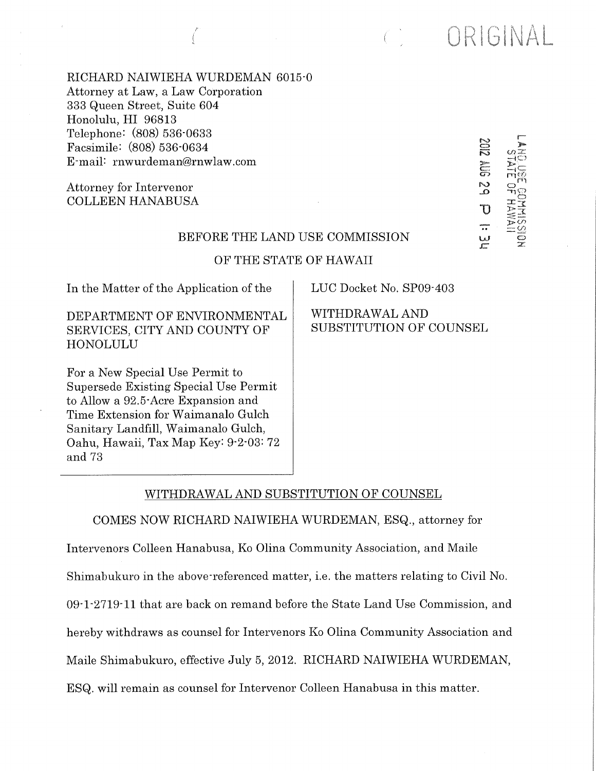ORIGINAL

RICHARD NAIWIEHA WURDEMAN 6015-0
Attorney at Law, a Law Corporation
333 Queen Street, Suite 604
Honolulu, HI 96813
Telephone: (808) 536-0633
Facsimile: (808) 536-0634
E-mail: rnwurdeman@rnwlaw.com

Attorney for Intervenor
COLLEEN HANABUSA

LAND USE COMMISSION
STATE OF HAWAII
2012 AUG 29 P 1:34

BEFORE THE LAND USE COMMISSION

OF THE STATE OF HAWAII

| | |
|---|---|
| In the Matter of the Application of the<br><br>DEPARTMENT OF ENVIRONMENTAL SERVICES, CITY AND COUNTY OF HONOLULU<br><br>For a New Special Use Permit to Supersede Existing Special Use Permit to Allow a 92.5-Acre Expansion and Time Extension for Waimanalo Gulch Sanitary Landfill, Waimanalo Gulch, Oahu, Hawaii, Tax Map Key: 9-2-03: 72 and 73 | LUC Docket No. SP09-403<br><br>WITHDRAWAL AND SUBSTITUTION OF COUNSEL |

## WITHDRAWAL AND SUBSTITUTION OF COUNSEL

COMES NOW RICHARD NAIWIEHA WURDEMAN, ESQ., attorney for Intervenors Colleen Hanabusa, Ko Olina Community Association, and Maile Shimabukuro in the above-referenced matter, i.e. the matters relating to Civil No. 09-1-2719-11 that are back on remand before the State Land Use Commission, and hereby withdraws as counsel for Intervenors Ko Olina Community Association and Maile Shimabukuro, effective July 5, 2012. RICHARD NAIWIEHA WURDEMAN, ESQ. will remain as counsel for Intervenor Colleen Hanabusa in this matter.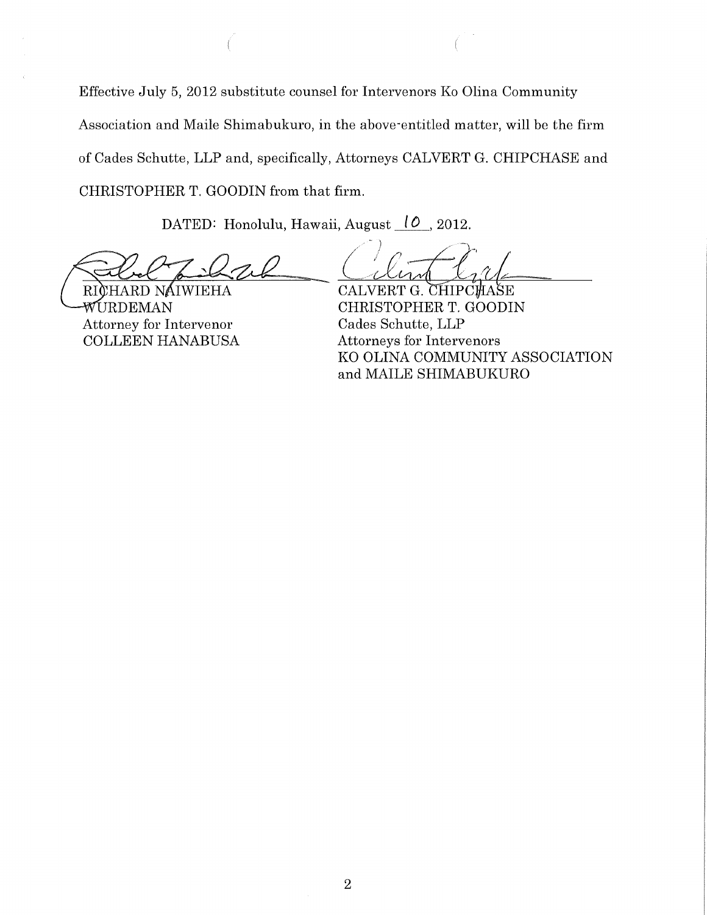Effective July 5, 2012 substitute counsel for Intervenors Ko Olina Community Association and Maile Shimabukuro, in the above-entitled matter, will be the firm of Cades Schutte, LLP and, specifically, Attorneys CALVERT G. CHIPCHASE and CHRISTOPHER T. GOODIN from that firm.

DATED: Honolulu, Hawaii, August 10, 2012.

RICHARD NAIWIEHA WURDEMAN
Attorney for Intervenor
COLLEEN HANABUSA

CALVERT G. CHIPCHASE
CHRISTOPHER T. GOODIN
Cades Schutte, LLP
Attorneys for Intervenors
KO OLINA COMMUNITY ASSOCIATION and MAILE SHIMABUKURO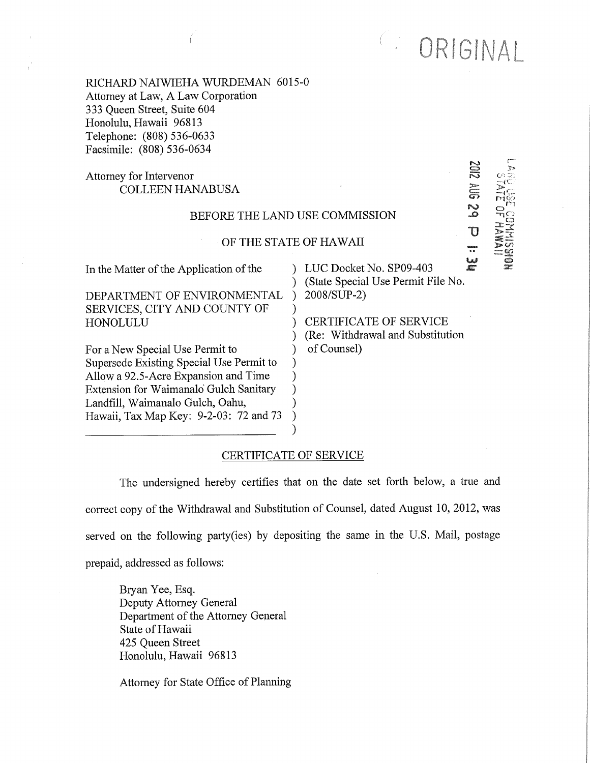ORIGINAL

RICHARD NAIWIEHA WURDEMAN 6015-0
Attorney at Law, A Law Corporation
333 Queen Street, Suite 604
Honolulu, Hawaii 96813
Telephone: (808) 536-0633
Facsimile: (808) 536-0634

Attorney for Intervenor
COLLEEN HANABUSA

2012 AUG 29 P 1:34

LAND USE COMMISSION
STATE OF HAWAII

BEFORE THE LAND USE COMMISSION

OF THE STATE OF HAWAII

| | |
|---|---|
| In the Matter of the Application of the<br><br>DEPARTMENT OF ENVIRONMENTAL SERVICES, CITY AND COUNTY OF HONOLULU<br><br>For a New Special Use Permit to Supersede Existing Special Use Permit to Allow a 92.5-Acre Expansion and Time Extension for Waimanalo Gulch Sanitary Landfill, Waimanalo Gulch, Oahu, Hawaii, Tax Map Key: 9-2-03: 72 and 73 | LUC Docket No. SP09-403<br>(State Special Use Permit File No. 2008/SUP-2)<br><br>CERTIFICATE OF SERVICE<br>(Re: Withdrawal and Substitution of Counsel) |

## CERTIFICATE OF SERVICE

The undersigned hereby certifies that on the date set forth below, a true and correct copy of the Withdrawal and Substitution of Counsel, dated August 10, 2012, was served on the following party(ies) by depositing the same in the U.S. Mail, postage prepaid, addressed as follows:

Bryan Yee, Esq.
Deputy Attorney General
Department of the Attorney General
State of Hawaii
425 Queen Street
Honolulu, Hawaii 96813

Attorney for State Office of Planning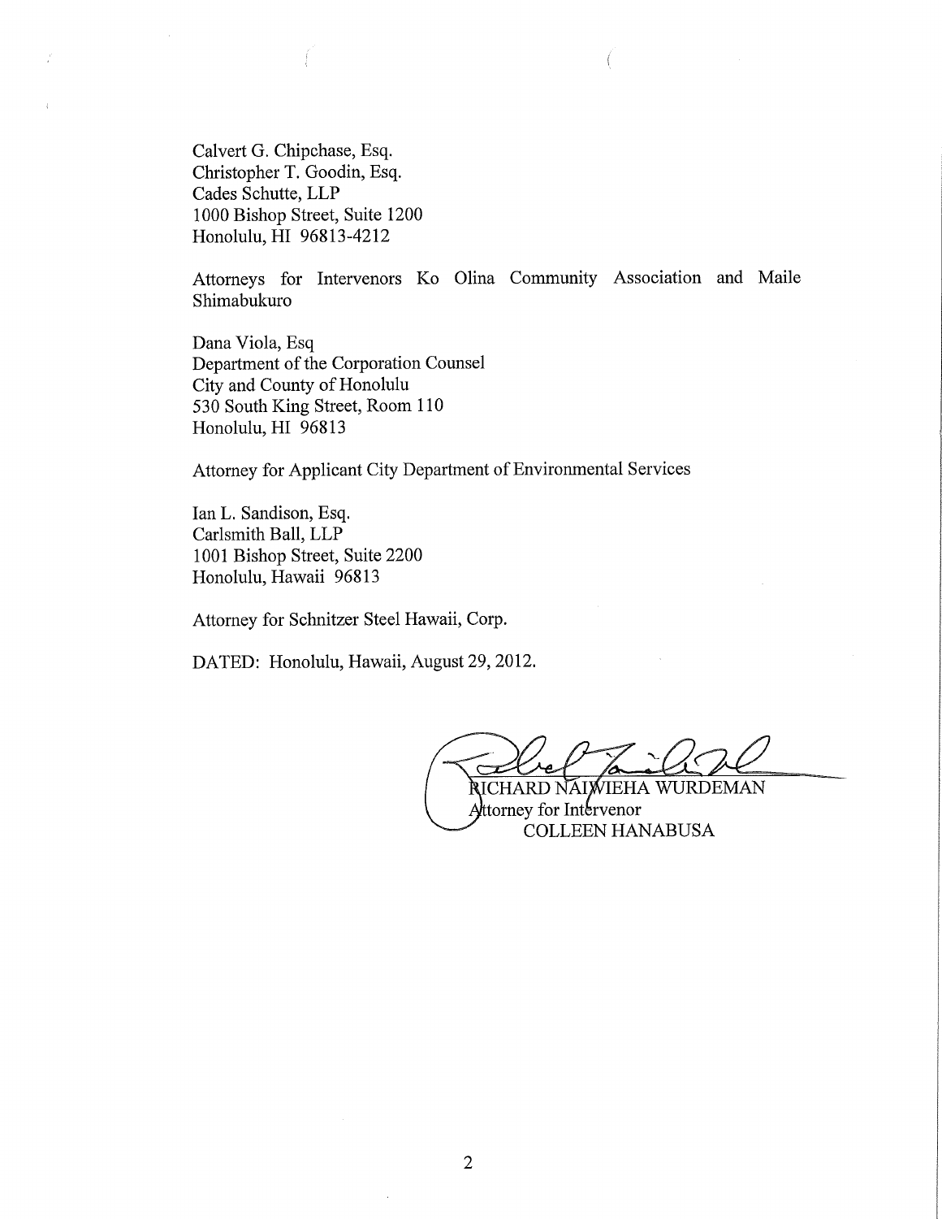Calvert G. Chipchase, Esq.
Christopher T. Goodin, Esq.
Cades Schutte, LLP
1000 Bishop Street, Suite 1200
Honolulu, HI 96813-4212

Attorneys for Intervenors Ko Olina Community Association and Maile Shimabukuro

Dana Viola, Esq
Department of the Corporation Counsel
City and County of Honolulu
530 South King Street, Room 110
Honolulu, HI 96813

Attorney for Applicant City Department of Environmental Services

Ian L. Sandison, Esq.
Carlsmith Ball, LLP
1001 Bishop Street, Suite 2200
Honolulu, Hawaii 96813

Attorney for Schnitzer Steel Hawaii, Corp.

DATED: Honolulu, Hawaii, August 29, 2012.

RICHARD NAIWIEHA WURDEMAN
Attorney for Intervenor
COLLEEN HANABUSA